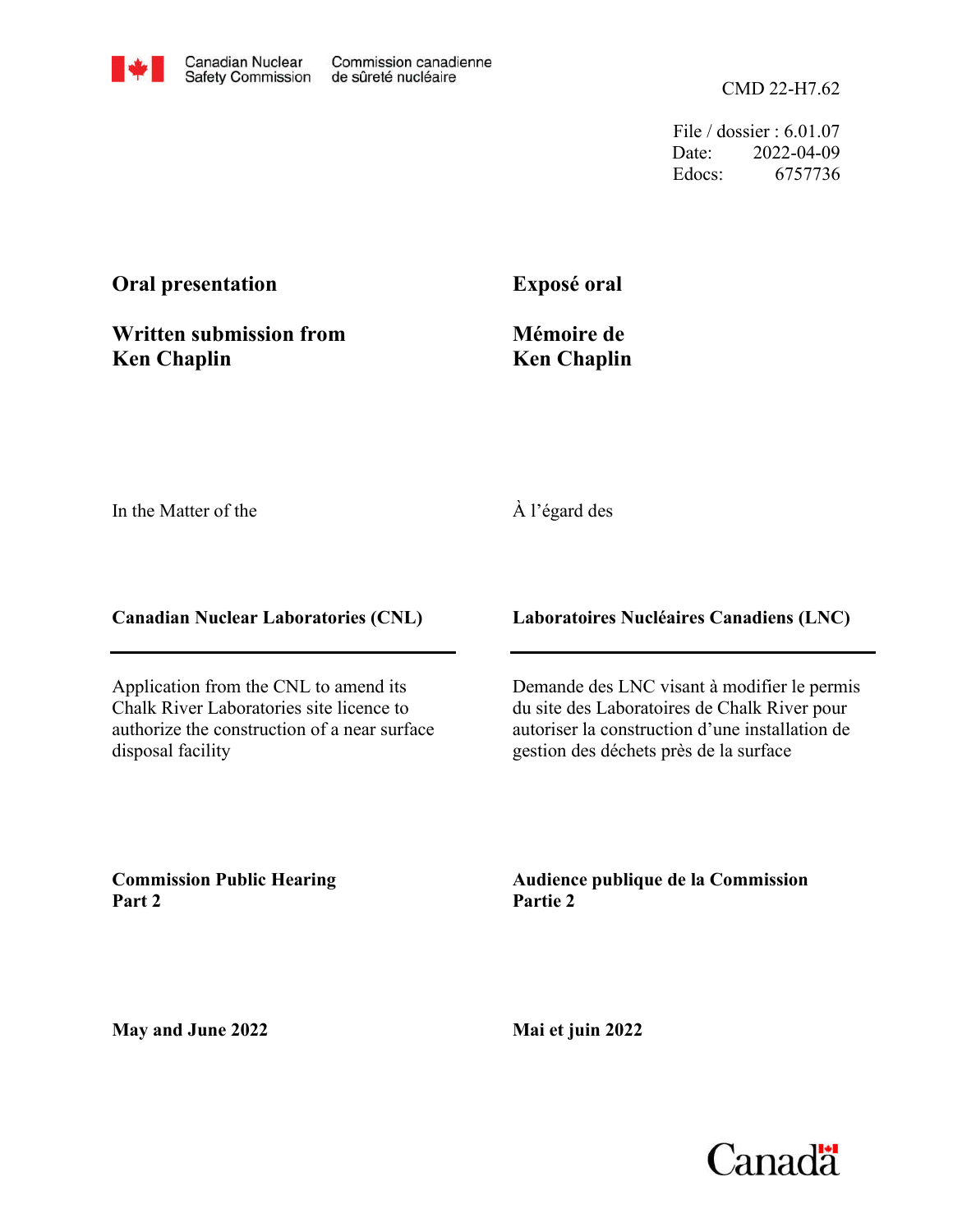Canadian Nuclear Safety Commission / Commission canadienne de sûreté nucléaire

CMD 22-H7.62

File / dossier : 6.01.07
Date: 2022-04-09
Edocs: 6757736

**Oral presentation**

**Written submission from Ken Chaplin**

**Exposé oral**

**Mémoire de Ken Chaplin**

In the Matter of the

À l'égard des

**Canadian Nuclear Laboratories (CNL)**

**Laboratoires Nucléaires Canadiens (LNC)**

Application from the CNL to amend its Chalk River Laboratories site licence to authorize the construction of a near surface disposal facility

Demande des LNC visant à modifier le permis du site des Laboratoires de Chalk River pour autoriser la construction d'une installation de gestion des déchets près de la surface

**Commission Public Hearing Part 2**

**Audience publique de la Commission Partie 2**

**May and June 2022**

**Mai et juin 2022**

Canada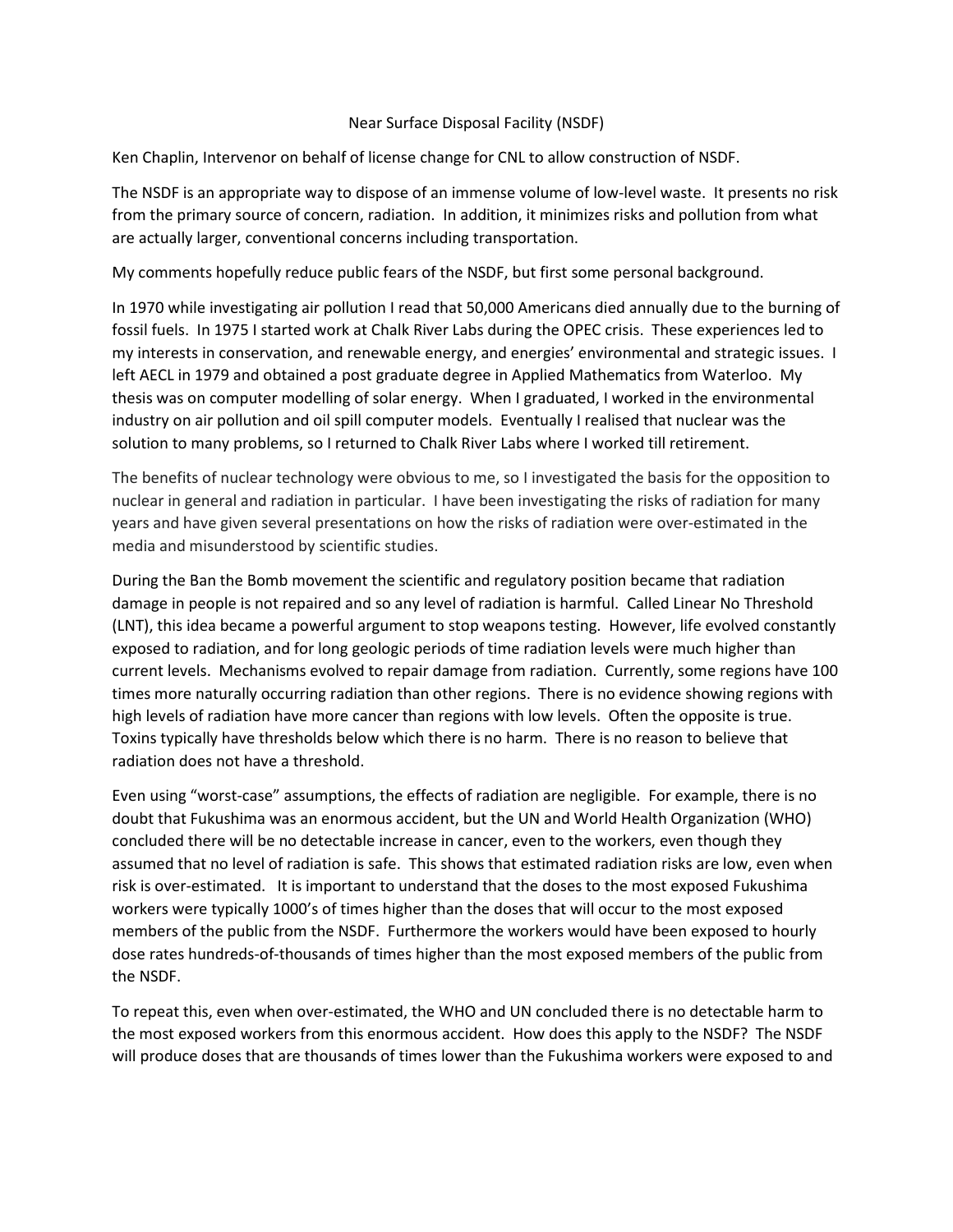Near Surface Disposal Facility (NSDF)

Ken Chaplin, Intervenor on behalf of license change for CNL to allow construction of NSDF.

The NSDF is an appropriate way to dispose of an immense volume of low-level waste. It presents no risk from the primary source of concern, radiation. In addition, it minimizes risks and pollution from what are actually larger, conventional concerns including transportation.

My comments hopefully reduce public fears of the NSDF, but first some personal background.

In 1970 while investigating air pollution I read that 50,000 Americans died annually due to the burning of fossil fuels. In 1975 I started work at Chalk River Labs during the OPEC crisis. These experiences led to my interests in conservation, and renewable energy, and energies' environmental and strategic issues. I left AECL in 1979 and obtained a post graduate degree in Applied Mathematics from Waterloo. My thesis was on computer modelling of solar energy. When I graduated, I worked in the environmental industry on air pollution and oil spill computer models. Eventually I realised that nuclear was the solution to many problems, so I returned to Chalk River Labs where I worked till retirement.

The benefits of nuclear technology were obvious to me, so I investigated the basis for the opposition to nuclear in general and radiation in particular. I have been investigating the risks of radiation for many years and have given several presentations on how the risks of radiation were over-estimated in the media and misunderstood by scientific studies.

During the Ban the Bomb movement the scientific and regulatory position became that radiation damage in people is not repaired and so any level of radiation is harmful. Called Linear No Threshold (LNT), this idea became a powerful argument to stop weapons testing. However, life evolved constantly exposed to radiation, and for long geologic periods of time radiation levels were much higher than current levels. Mechanisms evolved to repair damage from radiation. Currently, some regions have 100 times more naturally occurring radiation than other regions. There is no evidence showing regions with high levels of radiation have more cancer than regions with low levels. Often the opposite is true. Toxins typically have thresholds below which there is no harm. There is no reason to believe that radiation does not have a threshold.

Even using "worst-case" assumptions, the effects of radiation are negligible. For example, there is no doubt that Fukushima was an enormous accident, but the UN and World Health Organization (WHO) concluded there will be no detectable increase in cancer, even to the workers, even though they assumed that no level of radiation is safe. This shows that estimated radiation risks are low, even when risk is over-estimated. It is important to understand that the doses to the most exposed Fukushima workers were typically 1000's of times higher than the doses that will occur to the most exposed members of the public from the NSDF. Furthermore the workers would have been exposed to hourly dose rates hundreds-of-thousands of times higher than the most exposed members of the public from the NSDF.

To repeat this, even when over-estimated, the WHO and UN concluded there is no detectable harm to the most exposed workers from this enormous accident. How does this apply to the NSDF? The NSDF will produce doses that are thousands of times lower than the Fukushima workers were exposed to and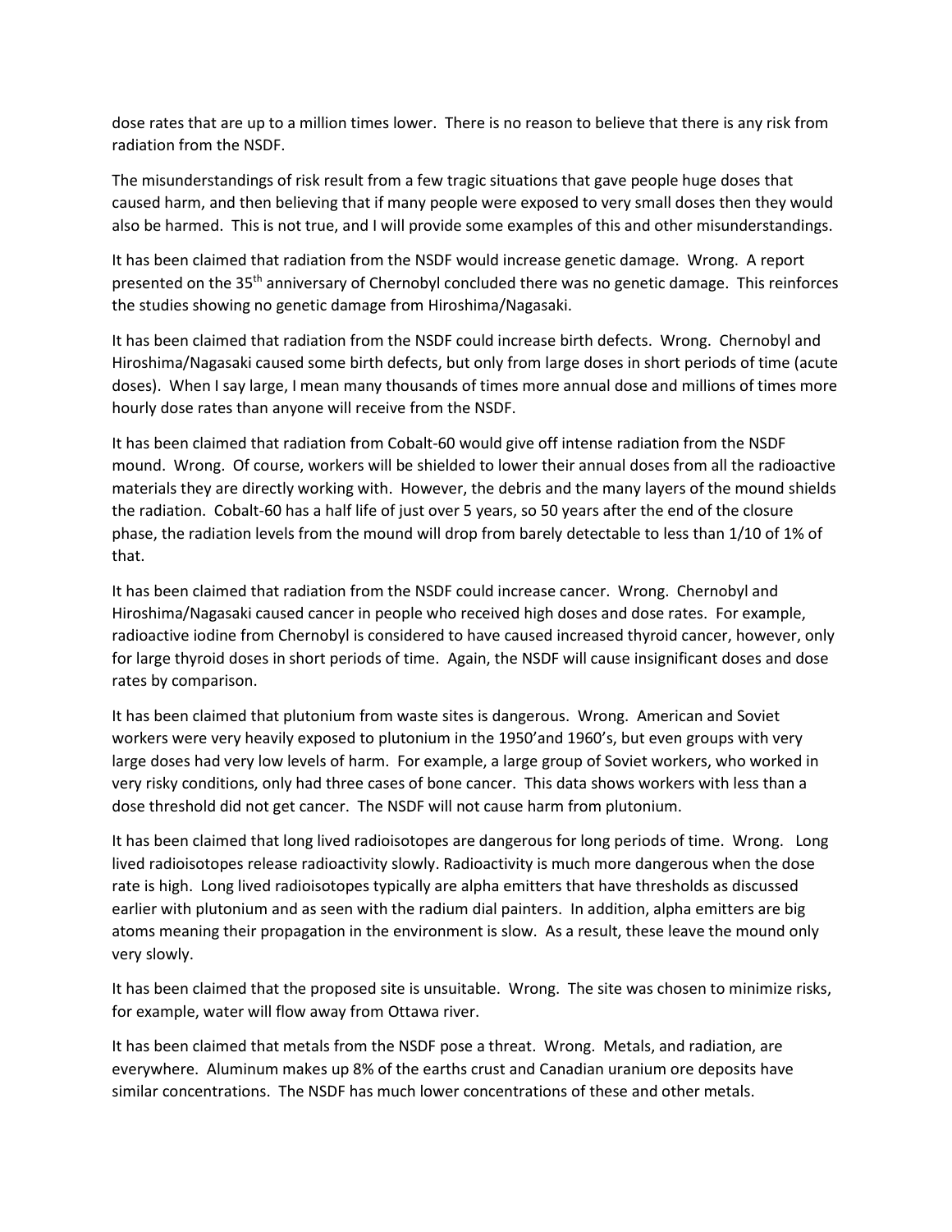dose rates that are up to a million times lower. There is no reason to believe that there is any risk from radiation from the NSDF.

The misunderstandings of risk result from a few tragic situations that gave people huge doses that caused harm, and then believing that if many people were exposed to very small doses then they would also be harmed. This is not true, and I will provide some examples of this and other misunderstandings.

It has been claimed that radiation from the NSDF would increase genetic damage. Wrong. A report presented on the 35th anniversary of Chernobyl concluded there was no genetic damage. This reinforces the studies showing no genetic damage from Hiroshima/Nagasaki.

It has been claimed that radiation from the NSDF could increase birth defects. Wrong. Chernobyl and Hiroshima/Nagasaki caused some birth defects, but only from large doses in short periods of time (acute doses). When I say large, I mean many thousands of times more annual dose and millions of times more hourly dose rates than anyone will receive from the NSDF.

It has been claimed that radiation from Cobalt-60 would give off intense radiation from the NSDF mound. Wrong. Of course, workers will be shielded to lower their annual doses from all the radioactive materials they are directly working with. However, the debris and the many layers of the mound shields the radiation. Cobalt-60 has a half life of just over 5 years, so 50 years after the end of the closure phase, the radiation levels from the mound will drop from barely detectable to less than 1/10 of 1% of that.

It has been claimed that radiation from the NSDF could increase cancer. Wrong. Chernobyl and Hiroshima/Nagasaki caused cancer in people who received high doses and dose rates. For example, radioactive iodine from Chernobyl is considered to have caused increased thyroid cancer, however, only for large thyroid doses in short periods of time. Again, the NSDF will cause insignificant doses and dose rates by comparison.

It has been claimed that plutonium from waste sites is dangerous. Wrong. American and Soviet workers were very heavily exposed to plutonium in the 1950'and 1960's, but even groups with very large doses had very low levels of harm. For example, a large group of Soviet workers, who worked in very risky conditions, only had three cases of bone cancer. This data shows workers with less than a dose threshold did not get cancer. The NSDF will not cause harm from plutonium.

It has been claimed that long lived radioisotopes are dangerous for long periods of time. Wrong. Long lived radioisotopes release radioactivity slowly. Radioactivity is much more dangerous when the dose rate is high. Long lived radioisotopes typically are alpha emitters that have thresholds as discussed earlier with plutonium and as seen with the radium dial painters. In addition, alpha emitters are big atoms meaning their propagation in the environment is slow. As a result, these leave the mound only very slowly.

It has been claimed that the proposed site is unsuitable. Wrong. The site was chosen to minimize risks, for example, water will flow away from Ottawa river.

It has been claimed that metals from the NSDF pose a threat. Wrong. Metals, and radiation, are everywhere. Aluminum makes up 8% of the earths crust and Canadian uranium ore deposits have similar concentrations. The NSDF has much lower concentrations of these and other metals.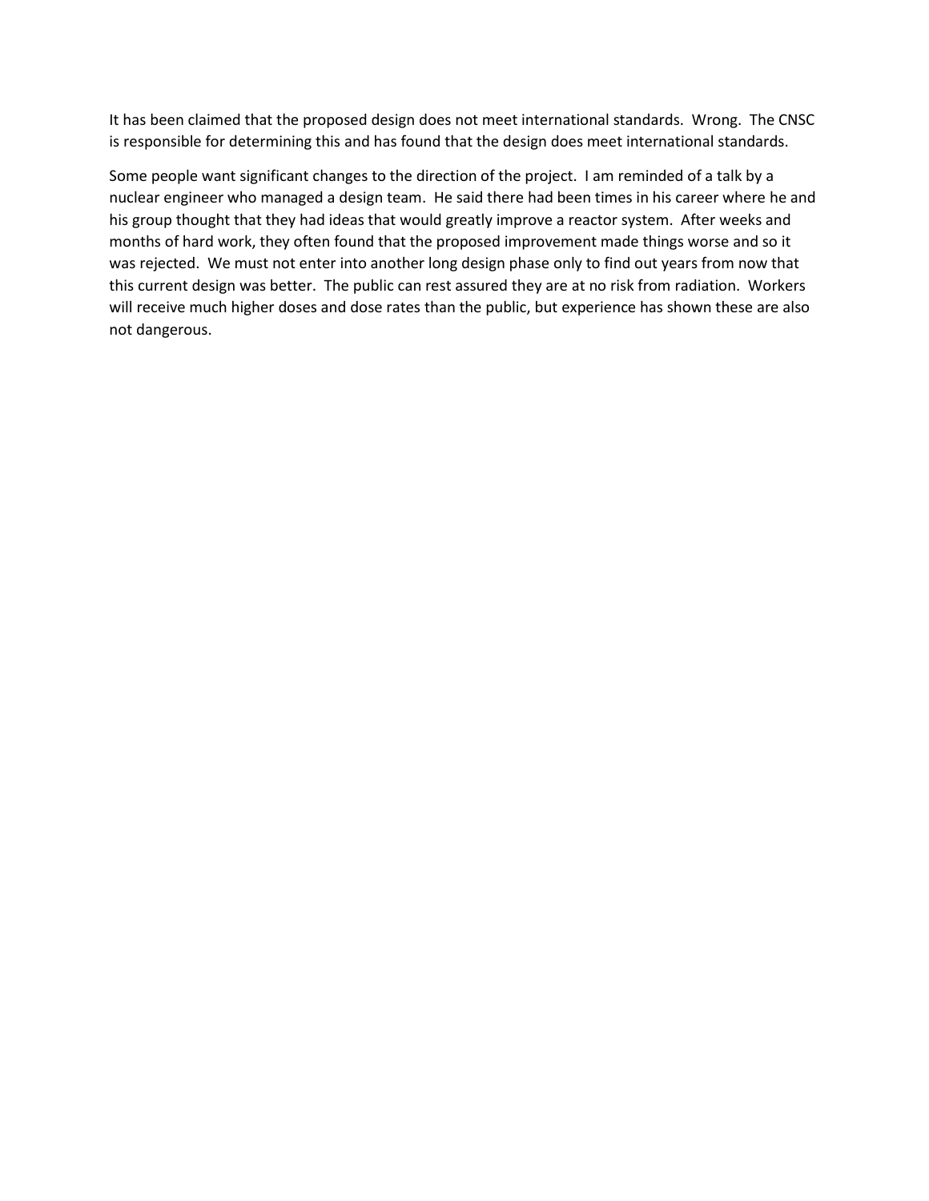It has been claimed that the proposed design does not meet international standards. Wrong. The CNSC is responsible for determining this and has found that the design does meet international standards.

Some people want significant changes to the direction of the project. I am reminded of a talk by a nuclear engineer who managed a design team. He said there had been times in his career where he and his group thought that they had ideas that would greatly improve a reactor system. After weeks and months of hard work, they often found that the proposed improvement made things worse and so it was rejected. We must not enter into another long design phase only to find out years from now that this current design was better. The public can rest assured they are at no risk from radiation. Workers will receive much higher doses and dose rates than the public, but experience has shown these are also not dangerous.